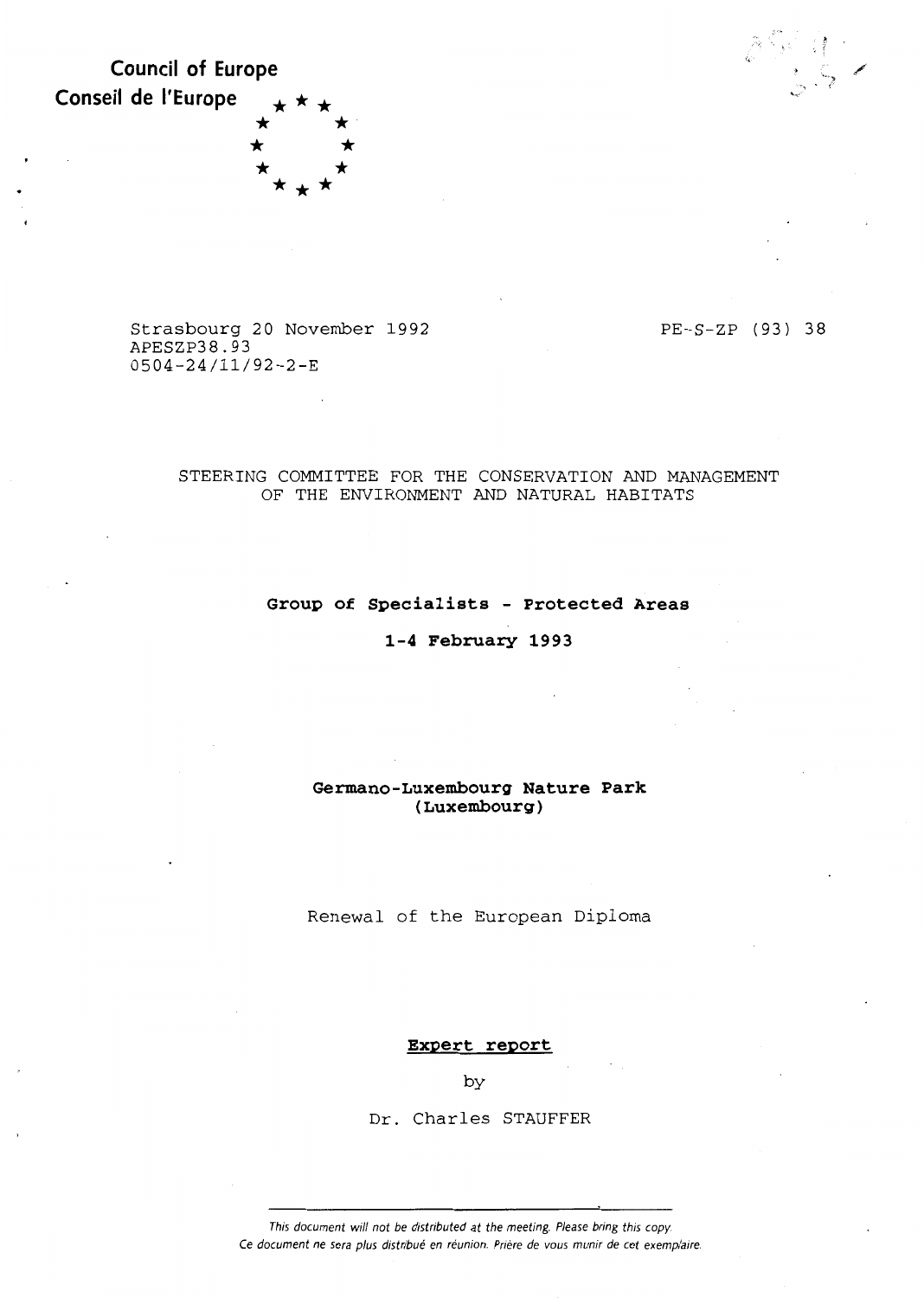**Council of Europe**
**Conseil de l'Europe**

Strasbourg 20 November 1992
APESZP38.93
0504-24/11/92-2-E

PE-S-ZP (93) 38

STEERING COMMITTEE FOR THE CONSERVATION AND MANAGEMENT OF THE ENVIRONMENT AND NATURAL HABITATS

**Group of Specialists - Protected Areas**

**1-4 February 1993**

**Germano-Luxembourg Nature Park (Luxembourg)**

Renewal of the European Diploma

**Expert report**

by

Dr. Charles STAUFFER

*This document will not be distributed at the meeting. Please bring this copy.*
*Ce document ne sera plus distribué en réunion. Prière de vous munir de cet exemplaire.*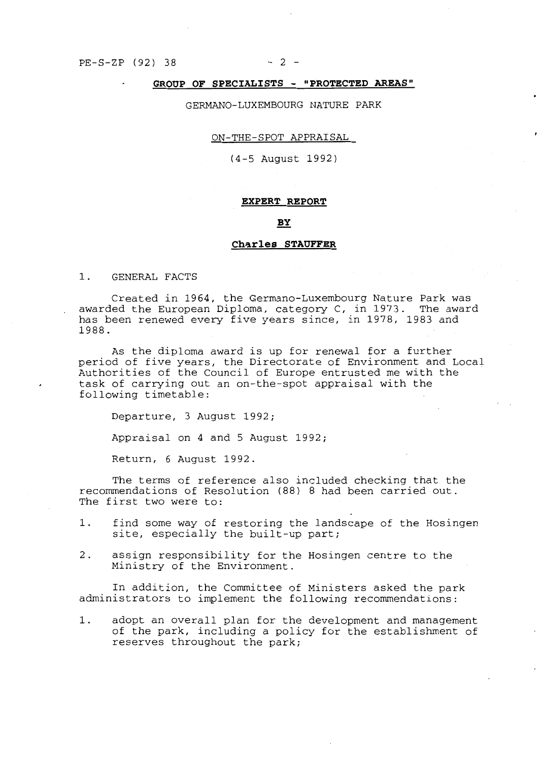## GROUP OF SPECIALISTS - "PROTECTED AREAS"

GERMANO-LUXEMBOURG NATURE PARK

ON-THE-SPOT APPRAISAL

(4-5 August 1992)

**EXPERT REPORT**

**BY**

**Charles STAUFFER**

1. GENERAL FACTS

Created in 1964, the Germano-Luxembourg Nature Park was awarded the European Diploma, category C, in 1973. The award has been renewed every five years since, in 1978, 1983 and 1988.

As the diploma award is up for renewal for a further period of five years, the Directorate of Environment and Local Authorities of the Council of Europe entrusted me with the task of carrying out an on-the-spot appraisal with the following timetable:

Departure, 3 August 1992;

Appraisal on 4 and 5 August 1992;

Return, 6 August 1992.

The terms of reference also included checking that the recommendations of Resolution (88) 8 had been carried out. The first two were to:

1. find some way of restoring the landscape of the Hosingen site, especially the built-up part;
2. assign responsibility for the Hosingen centre to the Ministry of the Environment.

In addition, the Committee of Ministers asked the park administrators to implement the following recommendations:

1. adopt an overall plan for the development and management of the park, including a policy for the establishment of reserves throughout the park;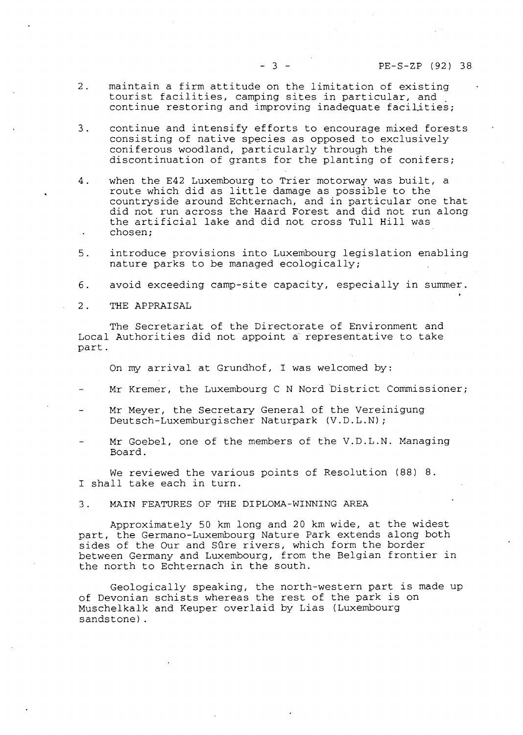2. maintain a firm attitude on the limitation of existing tourist facilities, camping sites in particular, and continue restoring and improving inadequate facilities;

3. continue and intensify efforts to encourage mixed forests consisting of native species as opposed to exclusively coniferous woodland, particularly through the discontinuation of grants for the planting of conifers;

4. when the E42 Luxembourg to Trier motorway was built, a route which did as little damage as possible to the countryside around Echternach, and in particular one that did not run across the Haard Forest and did not run along the artificial lake and did not cross Tull Hill was chosen;

5. introduce provisions into Luxembourg legislation enabling nature parks to be managed ecologically;

6. avoid exceeding camp-site capacity, especially in summer.

## 2. THE APPRAISAL

The Secretariat of the Directorate of Environment and Local Authorities did not appoint a representative to take part.

On my arrival at Grundhof, I was welcomed by:

- Mr Kremer, the Luxembourg C N Nord District Commissioner;
- Mr Meyer, the Secretary General of the Vereinigung Deutsch-Luxemburgischer Naturpark (V.D.L.N);
- Mr Goebel, one of the members of the V.D.L.N. Managing Board.

We reviewed the various points of Resolution (88) 8. I shall take each in turn.

## 3. MAIN FEATURES OF THE DIPLOMA-WINNING AREA

Approximately 50 km long and 20 km wide, at the widest part, the Germano-Luxembourg Nature Park extends along both sides of the Our and Sûre rivers, which form the border between Germany and Luxembourg, from the Belgian frontier in the north to Echternach in the south.

Geologically speaking, the north-western part is made up of Devonian schists whereas the rest of the park is on Muschelkalk and Keuper overlaid by Lias (Luxembourg sandstone).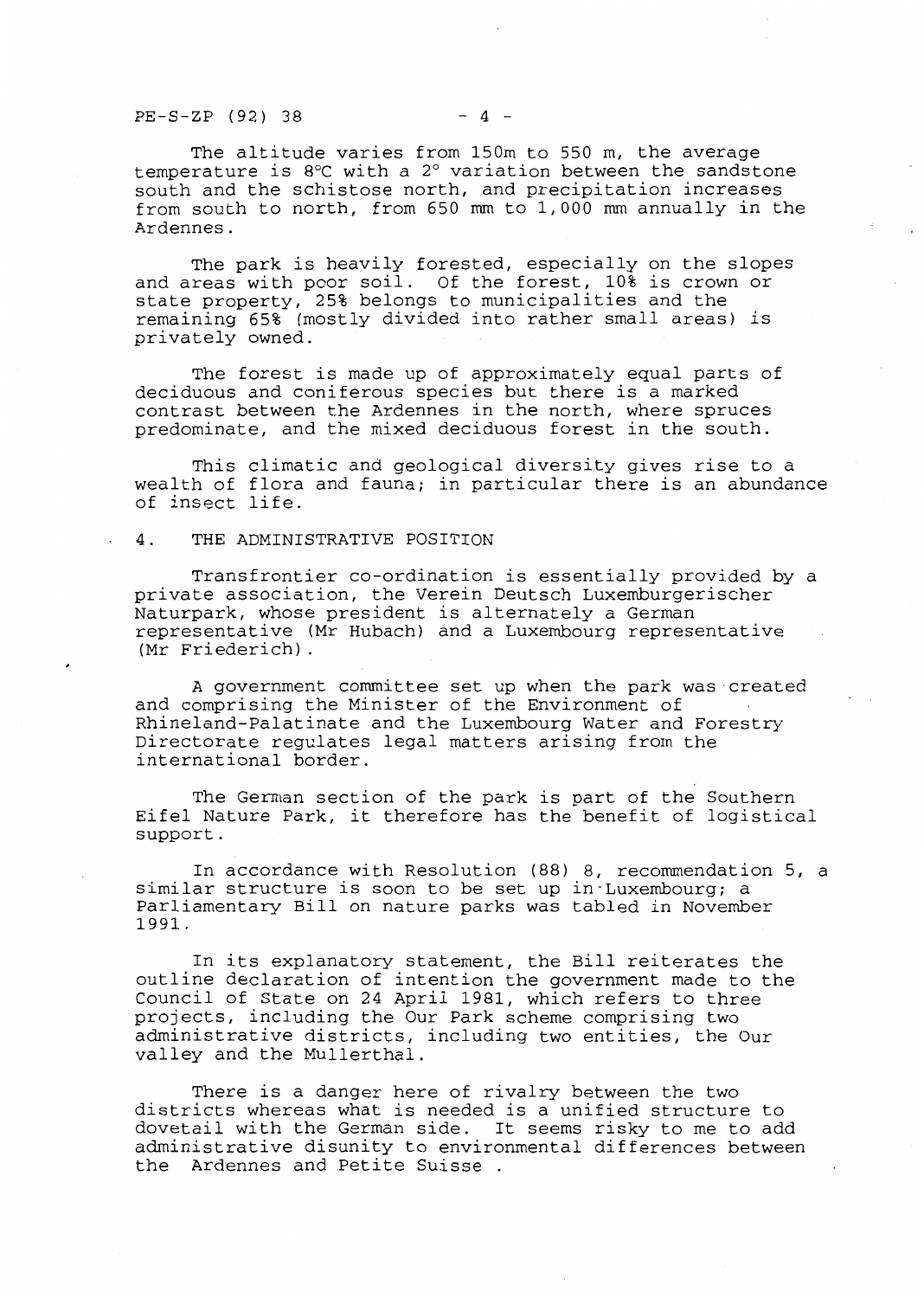The altitude varies from 150m to 550 m, the average temperature is 8°C with a 2° variation between the sandstone south and the schistose north, and precipitation increases from south to north, from 650 mm to 1,000 mm annually in the Ardennes.

The park is heavily forested, especially on the slopes and areas with poor soil. Of the forest, 10% is crown or state property, 25% belongs to municipalities and the remaining 65% (mostly divided into rather small areas) is privately owned.

The forest is made up of approximately equal parts of deciduous and coniferous species but there is a marked contrast between the Ardennes in the north, where spruces predominate, and the mixed deciduous forest in the south.

This climatic and geological diversity gives rise to a wealth of flora and fauna; in particular there is an abundance of insect life.

## 4. THE ADMINISTRATIVE POSITION

Transfrontier co-ordination is essentially provided by a private association, the Verein Deutsch Luxemburgerischer Naturpark, whose president is alternately a German representative (Mr Hubach) and a Luxembourg representative (Mr Friederich).

A government committee set up when the park was created and comprising the Minister of the Environment of Rhineland-Palatinate and the Luxembourg Water and Forestry Directorate regulates legal matters arising from the international border.

The German section of the park is part of the Southern Eifel Nature Park, it therefore has the benefit of logistical support.

In accordance with Resolution (88) 8, recommendation 5, a similar structure is soon to be set up in Luxembourg; a Parliamentary Bill on nature parks was tabled in November 1991.

In its explanatory statement, the Bill reiterates the outline declaration of intention the government made to the Council of State on 24 April 1981, which refers to three projects, including the Our Park scheme comprising two administrative districts, including two entities, the Our valley and the Mullerthal.

There is a danger here of rivalry between the two districts whereas what is needed is a unified structure to dovetail with the German side. It seems risky to me to add administrative disunity to environmental differences between the Ardennes and Petite Suisse .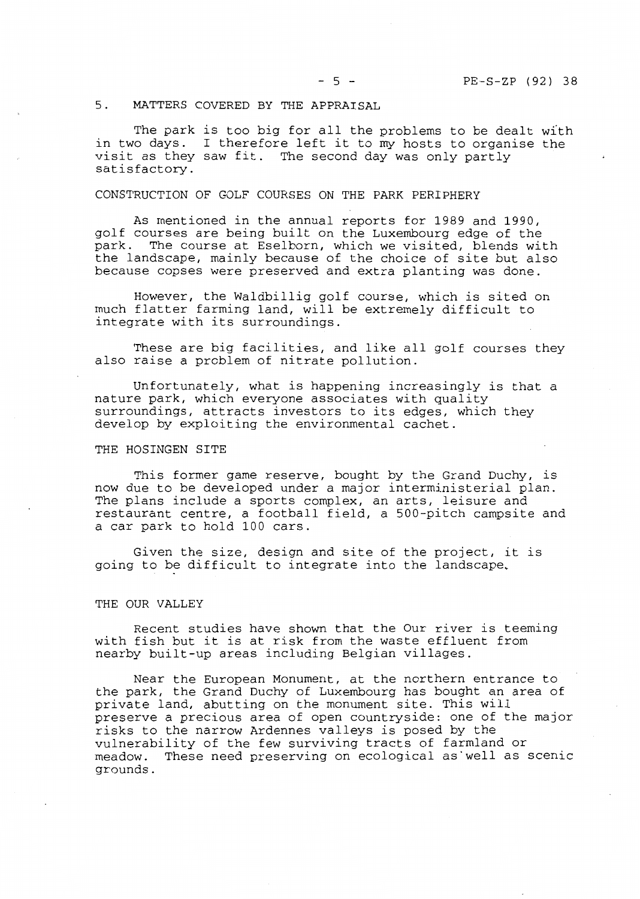## 5. MATTERS COVERED BY THE APPRAISAL

The park is too big for all the problems to be dealt with in two days. I therefore left it to my hosts to organise the visit as they saw fit. The second day was only partly satisfactory.

### CONSTRUCTION OF GOLF COURSES ON THE PARK PERIPHERY

As mentioned in the annual reports for 1989 and 1990, golf courses are being built on the Luxembourg edge of the park. The course at Eselborn, which we visited, blends with the landscape, mainly because of the choice of site but also because copses were preserved and extra planting was done.

However, the Waldbillig golf course, which is sited on much flatter farming land, will be extremely difficult to integrate with its surroundings.

These are big facilities, and like all golf courses they also raise a problem of nitrate pollution.

Unfortunately, what is happening increasingly is that a nature park, which everyone associates with quality surroundings, attracts investors to its edges, which they develop by exploiting the environmental cachet.

### THE HOSINGEN SITE

This former game reserve, bought by the Grand Duchy, is now due to be developed under a major interministerial plan. The plans include a sports complex, an arts, leisure and restaurant centre, a football field, a 500-pitch campsite and a car park to hold 100 cars.

Given the size, design and site of the project, it is going to be difficult to integrate into the landscape.

### THE OUR VALLEY

Recent studies have shown that the Our river is teeming with fish but it is at risk from the waste effluent from nearby built-up areas including Belgian villages.

Near the European Monument, at the northern entrance to the park, the Grand Duchy of Luxembourg has bought an area of private land, abutting on the monument site. This will preserve a precious area of open countryside: one of the major risks to the narrow Ardennes valleys is posed by the vulnerability of the few surviving tracts of farmland or meadow. These need preserving on ecological as well as scenic grounds.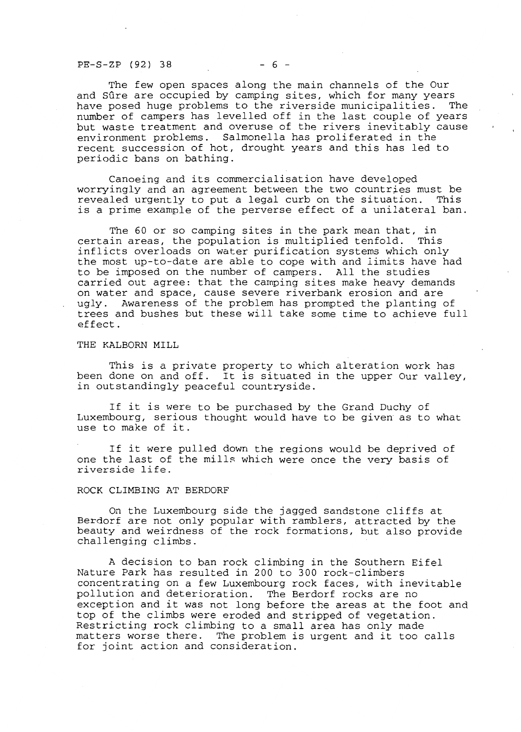The few open spaces along the main channels of the Our and Sûre are occupied by camping sites, which for many years have posed huge problems to the riverside municipalities. The number of campers has levelled off in the last couple of years but waste treatment and overuse of the rivers inevitably cause environment problems. Salmonella has proliferated in the recent succession of hot, drought years and this has led to periodic bans on bathing.

Canoeing and its commercialisation have developed worryingly and an agreement between the two countries must be revealed urgently to put a legal curb on the situation. This is a prime example of the perverse effect of a unilateral ban.

The 60 or so camping sites in the park mean that, in certain areas, the population is multiplied tenfold. This inflicts overloads on water purification systems which only the most up-to-date are able to cope with and limits have had to be imposed on the number of campers. All the studies carried out agree: that the camping sites make heavy demands on water and space, cause severe riverbank erosion and are ugly. Awareness of the problem has prompted the planting of trees and bushes but these will take some time to achieve full effect.

## THE KALBORN MILL

This is a private property to which alteration work has been done on and off. It is situated in the upper Our valley, in outstandingly peaceful countryside.

If it is were to be purchased by the Grand Duchy of Luxembourg, serious thought would have to be given as to what use to make of it.

If it were pulled down the regions would be deprived of one the last of the mills which were once the very basis of riverside life.

## ROCK CLIMBING AT BERDORF

On the Luxembourg side the jagged sandstone cliffs at Berdorf are not only popular with ramblers, attracted by the beauty and weirdness of the rock formations, but also provide challenging climbs.

A decision to ban rock climbing in the Southern Eifel Nature Park has resulted in 200 to 300 rock-climbers concentrating on a few Luxembourg rock faces, with inevitable pollution and deterioration. The Berdorf rocks are no exception and it was not long before the areas at the foot and top of the climbs were eroded and stripped of vegetation. Restricting rock climbing to a small area has only made matters worse there. The problem is urgent and it too calls for joint action and consideration.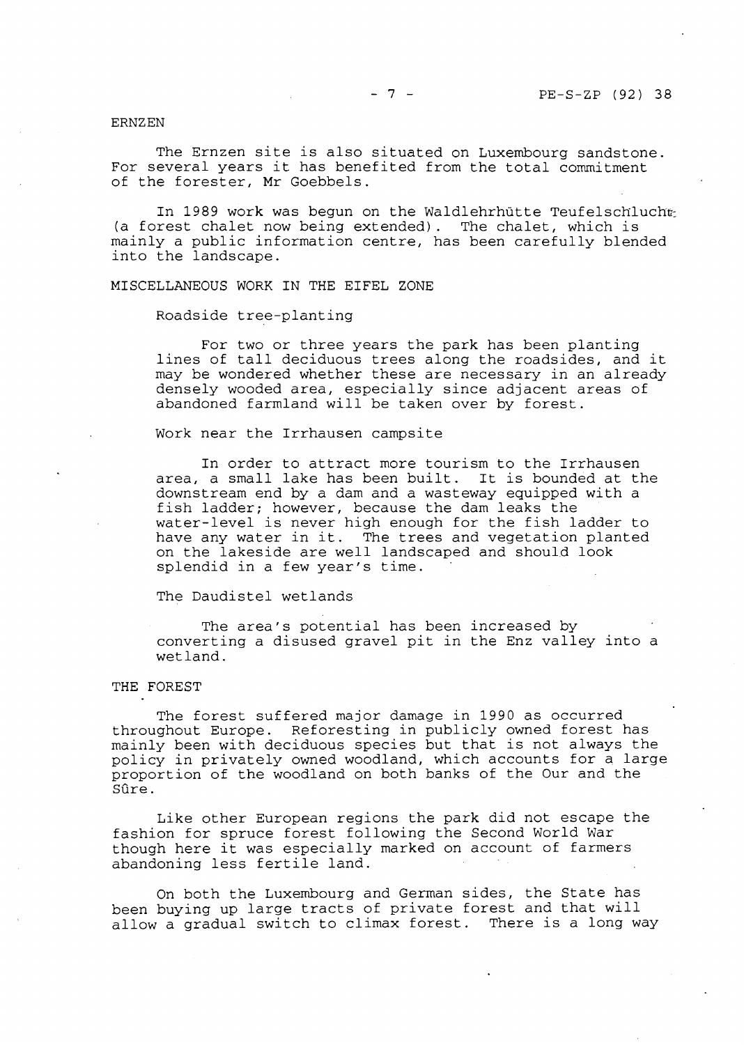## ERNZEN

The Ernzen site is also situated on Luxembourg sandstone. For several years it has benefited from the total commitment of the forester, Mr Goebbels.

In 1989 work was begun on the Waldlehrhütte Teufelschlucht (a forest chalet now being extended). The chalet, which is mainly a public information centre, has been carefully blended into the landscape.

## MISCELLANEOUS WORK IN THE EIFEL ZONE

### Roadside tree-planting

For two or three years the park has been planting lines of tall deciduous trees along the roadsides, and it may be wondered whether these are necessary in an already densely wooded area, especially since adjacent areas of abandoned farmland will be taken over by forest.

### Work near the Irrhausen campsite

In order to attract more tourism to the Irrhausen area, a small lake has been built. It is bounded at the downstream end by a dam and a wasteway equipped with a fish ladder; however, because the dam leaks the water-level is never high enough for the fish ladder to have any water in it. The trees and vegetation planted on the lakeside are well landscaped and should look splendid in a few year's time.

### The Daudistel wetlands

The area's potential has been increased by converting a disused gravel pit in the Enz valley into a wetland.

## THE FOREST

The forest suffered major damage in 1990 as occurred throughout Europe. Reforesting in publicly owned forest has mainly been with deciduous species but that is not always the policy in privately owned woodland, which accounts for a large proportion of the woodland on both banks of the Our and the Sûre.

Like other European regions the park did not escape the fashion for spruce forest following the Second World War though here it was especially marked on account of farmers abandoning less fertile land.

On both the Luxembourg and German sides, the State has been buying up large tracts of private forest and that will allow a gradual switch to climax forest. There is a long way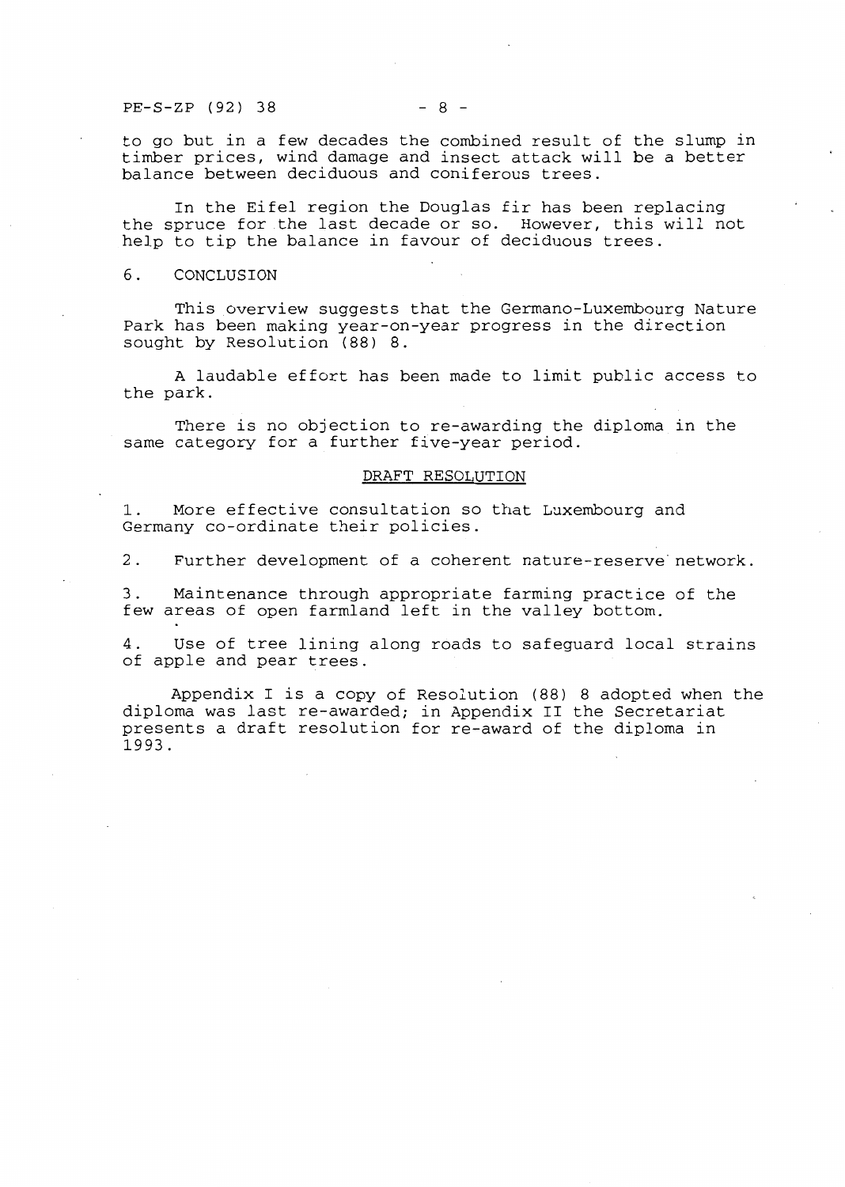to go but in a few decades the combined result of the slump in timber prices, wind damage and insect attack will be a better balance between deciduous and coniferous trees.

In the Eifel region the Douglas fir has been replacing the spruce for the last decade or so. However, this will not help to tip the balance in favour of deciduous trees.

## 6. CONCLUSION

This overview suggests that the Germano-Luxembourg Nature Park has been making year-on-year progress in the direction sought by Resolution (88) 8.

A laudable effort has been made to limit public access to the park.

There is no objection to re-awarding the diploma in the same category for a further five-year period.

### DRAFT RESOLUTION

1. More effective consultation so that Luxembourg and Germany co-ordinate their policies.

2. Further development of a coherent nature-reserve network.

3. Maintenance through appropriate farming practice of the few areas of open farmland left in the valley bottom.

4. Use of tree lining along roads to safeguard local strains of apple and pear trees.

Appendix I is a copy of Resolution (88) 8 adopted when the diploma was last re-awarded; in Appendix II the Secretariat presents a draft resolution for re-award of the diploma in 1993.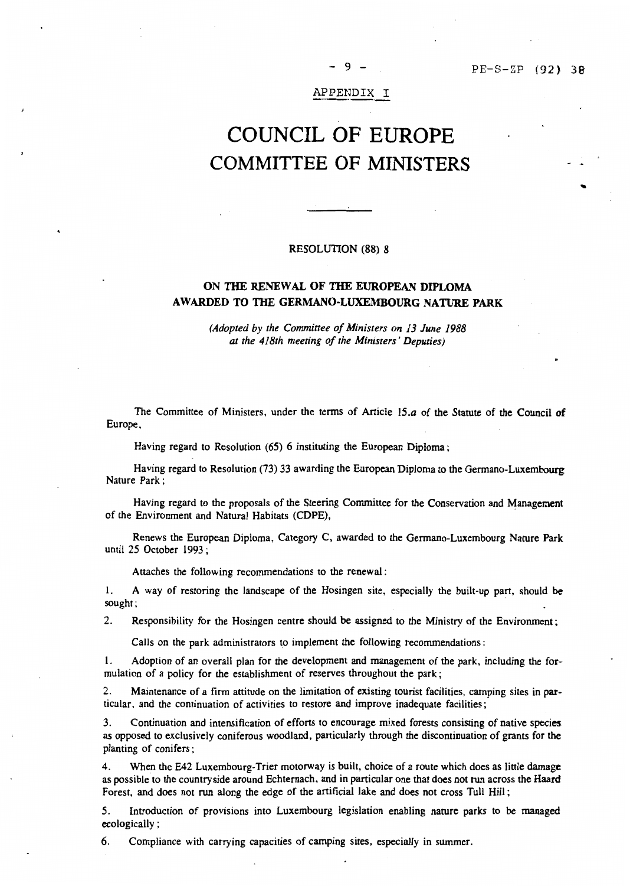APPENDIX I

# COUNCIL OF EUROPE
# COMMITTEE OF MINISTERS

---

RESOLUTION (88) 8

## ON THE RENEWAL OF THE EUROPEAN DIPLOMA AWARDED TO THE GERMANO-LUXEMBOURG NATURE PARK

*(Adopted by the Committee of Ministers on 13 June 1988 at the 418th meeting of the Ministers' Deputies)*

The Committee of Ministers, under the terms of Article 15.*a* of the Statute of the Council of Europe,

Having regard to Resolution (65) 6 instituting the European Diploma;

Having regard to Resolution (73) 33 awarding the European Diploma to the Germano-Luxembourg Nature Park;

Having regard to the proposals of the Steering Committee for the Conservation and Management of the Environment and Natural Habitats (CDPE),

Renews the European Diploma, Category C, awarded to the Germano-Luxembourg Nature Park until 25 October 1993;

Attaches the following recommendations to the renewal:

1. A way of restoring the landscape of the Hosingen site, especially the built-up part, should be sought;

2. Responsibility for the Hosingen centre should be assigned to the Ministry of the Environment;

Calls on the park administrators to implement the following recommendations:

1. Adoption of an overall plan for the development and management of the park, including the formulation of a policy for the establishment of reserves throughout the park;

2. Maintenance of a firm attitude on the limitation of existing tourist facilities, camping sites in particular, and the continuation of activities to restore and improve inadequate facilities;

3. Continuation and intensification of efforts to encourage mixed forests consisting of native species as opposed to exclusively coniferous woodland, particularly through the discontinuation of grants for the planting of conifers;

4. When the E42 Luxembourg-Trier motorway is built, choice of a route which does as little damage as possible to the countryside around Echternach, and in particular one that does not run across the Haard Forest, and does not run along the edge of the artificial lake and does not cross Tull Hill;

5. Introduction of provisions into Luxembourg legislation enabling nature parks to be managed ecologically;

6. Compliance with carrying capacities of camping sites, especially in summer.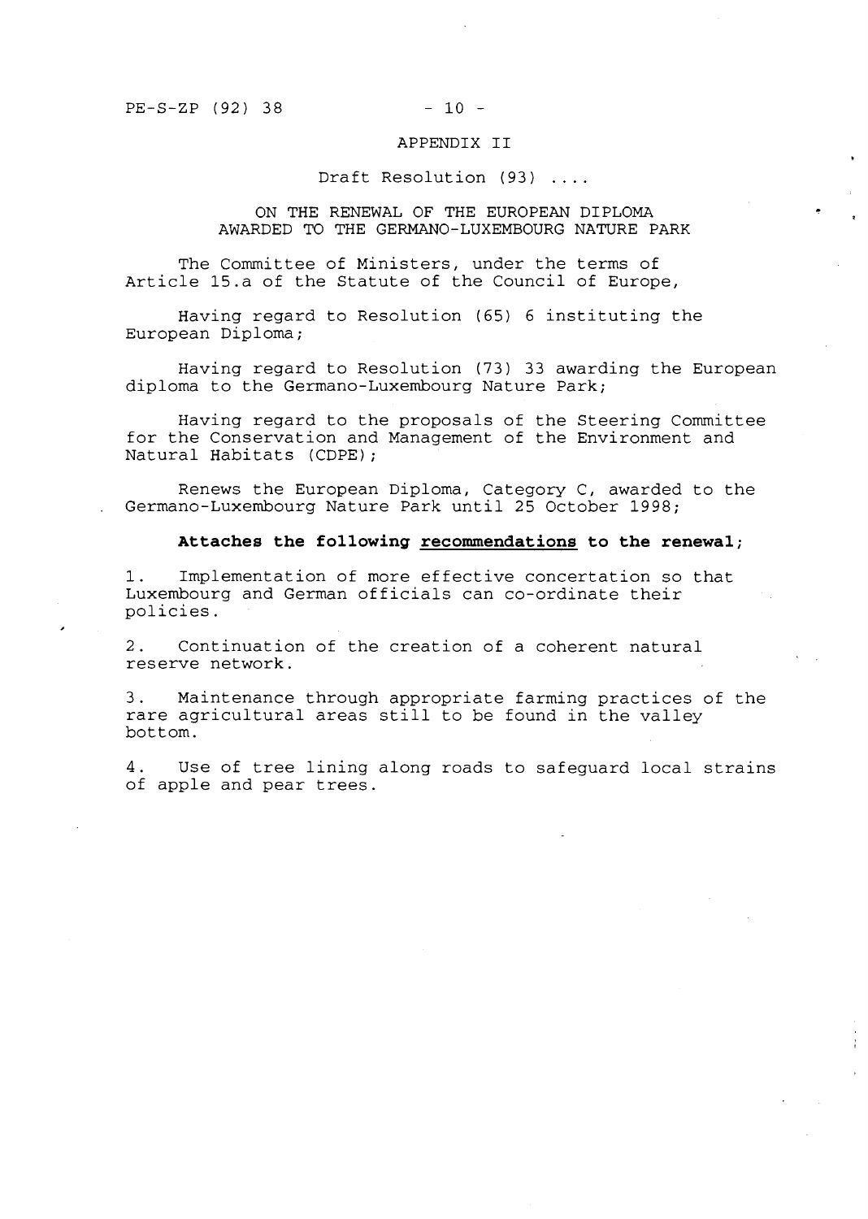## APPENDIX II

### Draft Resolution (93) ....

### ON THE RENEWAL OF THE EUROPEAN DIPLOMA AWARDED TO THE GERMANO-LUXEMBOURG NATURE PARK

The Committee of Ministers, under the terms of Article 15.a of the Statute of the Council of Europe,

Having regard to Resolution (65) 6 instituting the European Diploma;

Having regard to Resolution (73) 33 awarding the European diploma to the Germano-Luxembourg Nature Park;

Having regard to the proposals of the Steering Committee for the Conservation and Management of the Environment and Natural Habitats (CDPE);

Renews the European Diploma, Category C, awarded to the Germano-Luxembourg Nature Park until 25 October 1998;

**Attaches the following recommendations to the renewal;**

1. Implementation of more effective concertation so that Luxembourg and German officials can co-ordinate their policies.

2. Continuation of the creation of a coherent natural reserve network.

3. Maintenance through appropriate farming practices of the rare agricultural areas still to be found in the valley bottom.

4. Use of tree lining along roads to safeguard local strains of apple and pear trees.